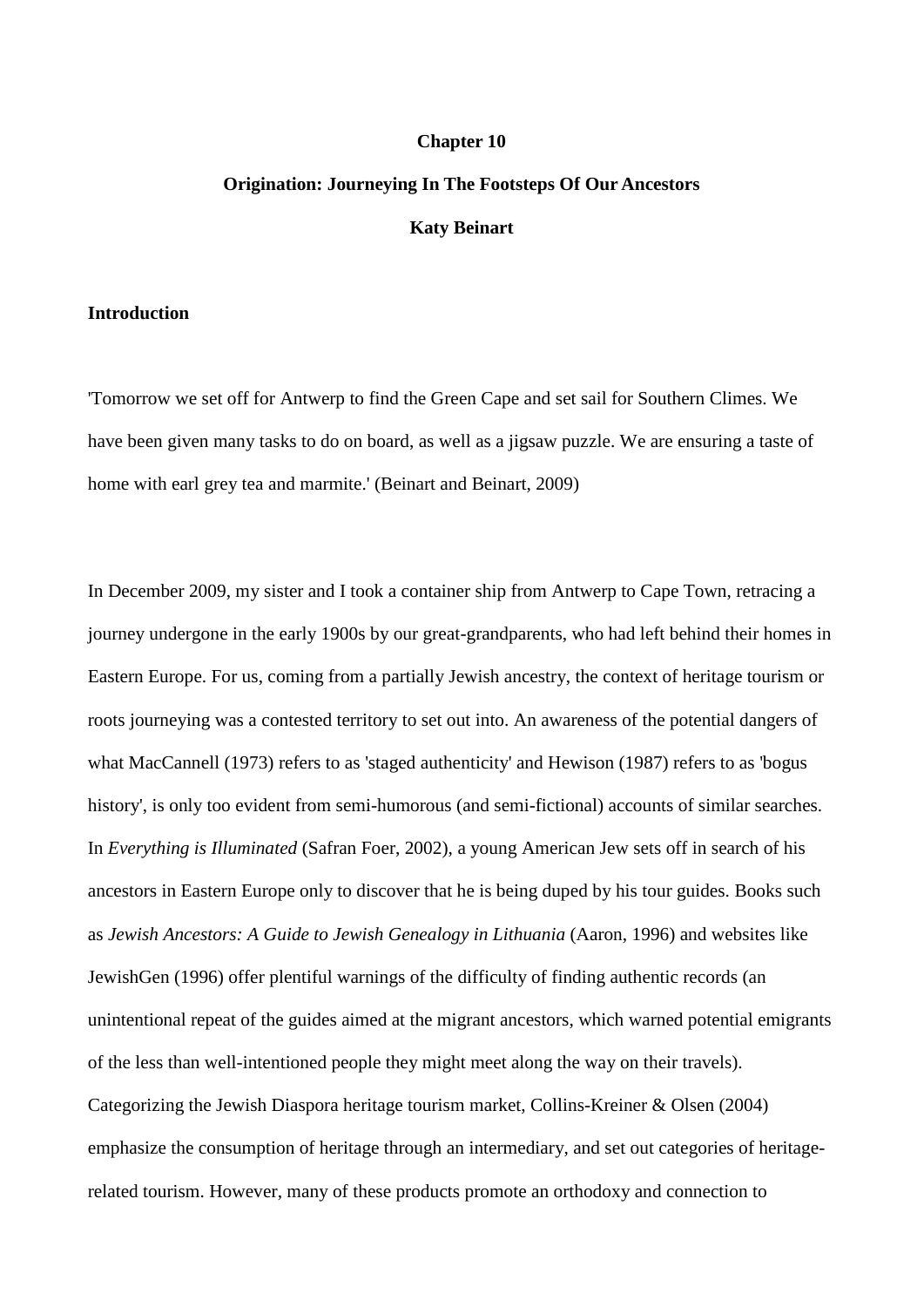# Chapter 10

# Origination: Journeying In The Footsteps Of Our Ancestors

**Katy Beinart**

## Introduction

'Tomorrow we set off for Antwerp to find the Green Cape and set sail for Southern Climes. We have been given many tasks to do on board, as well as a jigsaw puzzle. We are ensuring a taste of home with earl grey tea and marmite.' (Beinart and Beinart, 2009)

In December 2009, my sister and I took a container ship from Antwerp to Cape Town, retracing a journey undergone in the early 1900s by our great-grandparents, who had left behind their homes in Eastern Europe. For us, coming from a partially Jewish ancestry, the context of heritage tourism or roots journeying was a contested territory to set out into. An awareness of the potential dangers of what MacCannell (1973) refers to as 'staged authenticity' and Hewison (1987) refers to as 'bogus history', is only too evident from semi-humorous (and semi-fictional) accounts of similar searches. In *Everything is Illuminated* (Safran Foer, 2002), a young American Jew sets off in search of his ancestors in Eastern Europe only to discover that he is being duped by his tour guides. Books such as *Jewish Ancestors: A Guide to Jewish Genealogy in Lithuania* (Aaron, 1996) and websites like JewishGen (1996) offer plentiful warnings of the difficulty of finding authentic records (an unintentional repeat of the guides aimed at the migrant ancestors, which warned potential emigrants of the less than well-intentioned people they might meet along the way on their travels). Categorizing the Jewish Diaspora heritage tourism market, Collins-Kreiner & Olsen (2004) emphasize the consumption of heritage through an intermediary, and set out categories of heritage-related tourism. However, many of these products promote an orthodoxy and connection to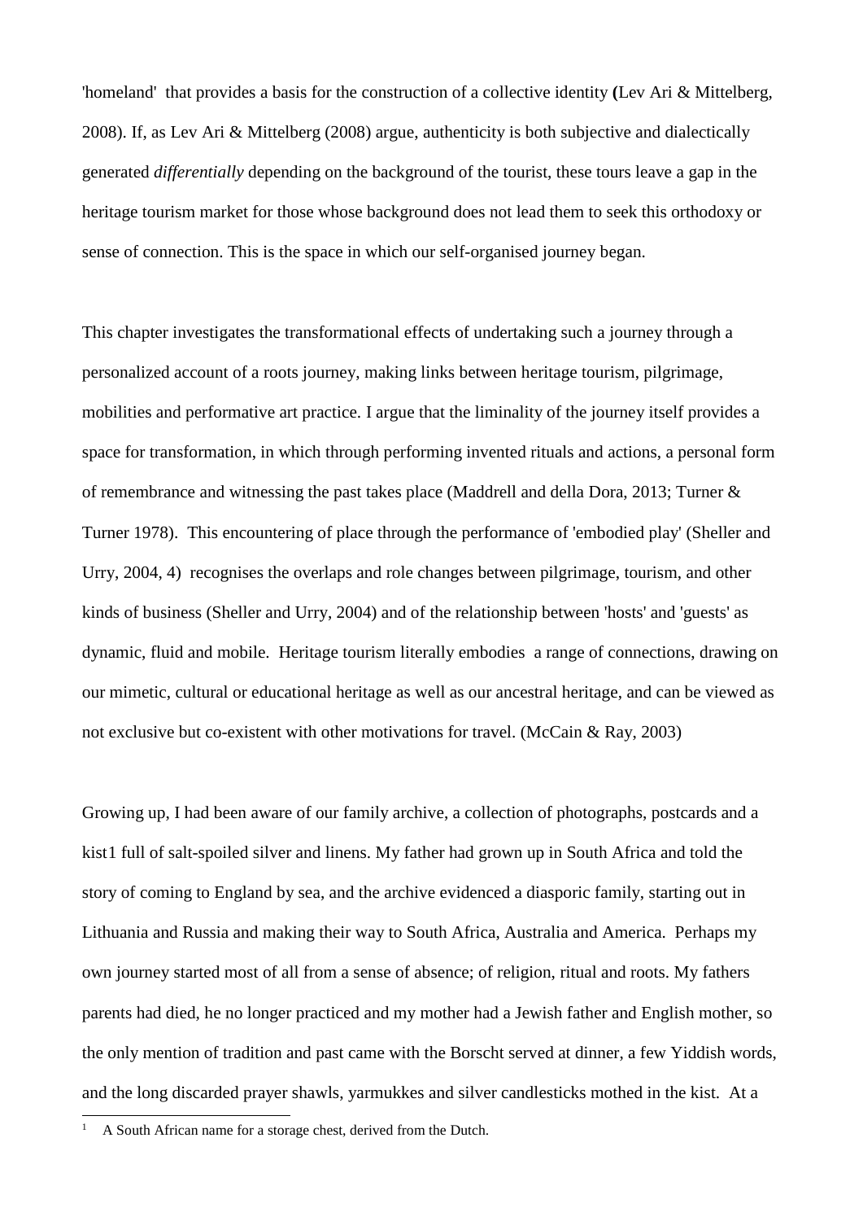'homeland' that provides a basis for the construction of a collective identity **(**Lev Ari & Mittelberg, 2008). If, as Lev Ari & Mittelberg (2008) argue, authenticity is both subjective and dialectically generated *differentially* depending on the background of the tourist, these tours leave a gap in the heritage tourism market for those whose background does not lead them to seek this orthodoxy or sense of connection. This is the space in which our self-organised journey began.

This chapter investigates the transformational effects of undertaking such a journey through a personalized account of a roots journey, making links between heritage tourism, pilgrimage, mobilities and performative art practice. I argue that the liminality of the journey itself provides a space for transformation, in which through performing invented rituals and actions, a personal form of remembrance and witnessing the past takes place (Maddrell and della Dora, 2013; Turner & Turner 1978). This encountering of place through the performance of 'embodied play' (Sheller and Urry, 2004, 4) recognises the overlaps and role changes between pilgrimage, tourism, and other kinds of business (Sheller and Urry, 2004) and of the relationship between 'hosts' and 'guests' as dynamic, fluid and mobile. Heritage tourism literally embodies a range of connections, drawing on our mimetic, cultural or educational heritage as well as our ancestral heritage, and can be viewed as not exclusive but co-existent with other motivations for travel. (McCain & Ray, 2003)

Growing up, I had been aware of our family archive, a collection of photographs, postcards and a kist[1] full of salt-spoiled silver and linens. My father had grown up in South Africa and told the story of coming to England by sea, and the archive evidenced a diasporic family, starting out in Lithuania and Russia and making their way to South Africa, Australia and America. Perhaps my own journey started most of all from a sense of absence; of religion, ritual and roots. My fathers parents had died, he no longer practiced and my mother had a Jewish father and English mother, so the only mention of tradition and past came with the Borscht served at dinner, a few Yiddish words, and the long discarded prayer shawls, yarmukkes and silver candlesticks mothed in the kist. At a

[1] A South African name for a storage chest, derived from the Dutch.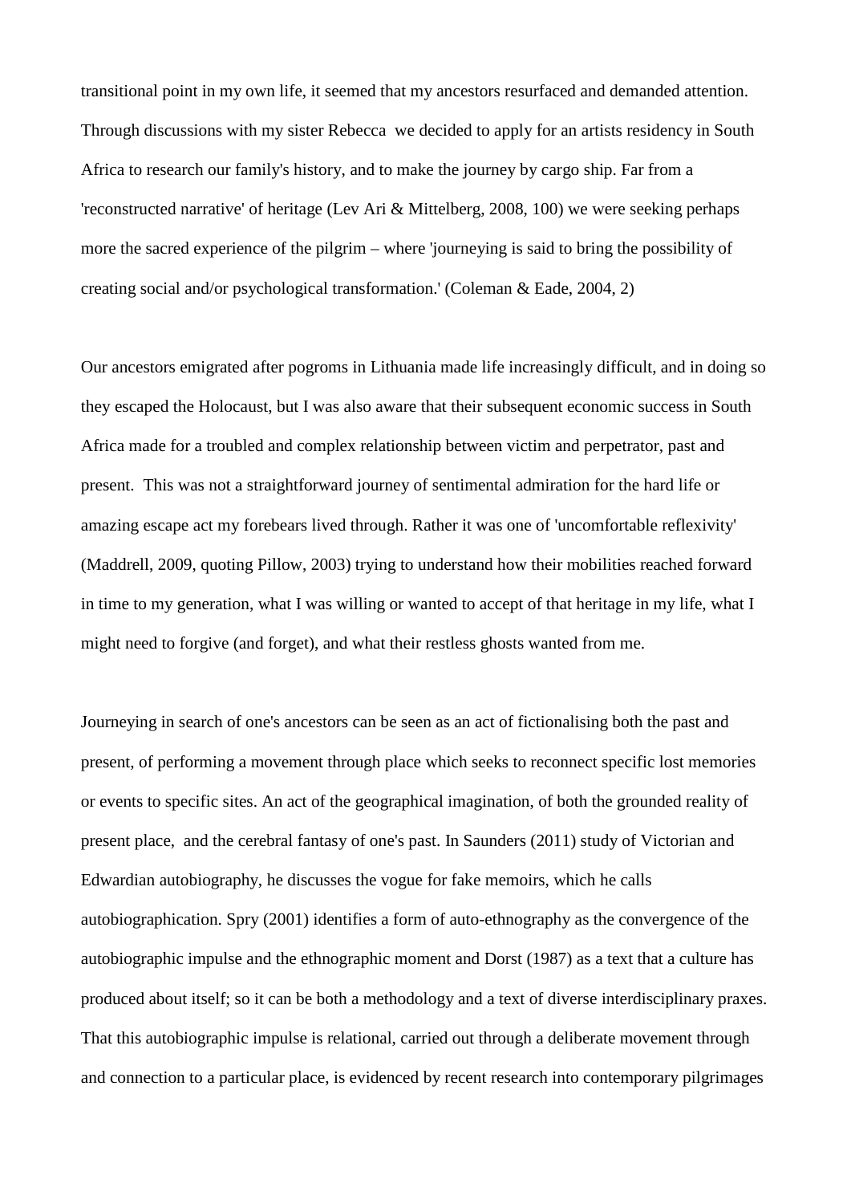transitional point in my own life, it seemed that my ancestors resurfaced and demanded attention. Through discussions with my sister Rebecca we decided to apply for an artists residency in South Africa to research our family's history, and to make the journey by cargo ship. Far from a 'reconstructed narrative' of heritage (Lev Ari & Mittelberg, 2008, 100) we were seeking perhaps more the sacred experience of the pilgrim – where 'journeying is said to bring the possibility of creating social and/or psychological transformation.' (Coleman & Eade, 2004, 2)

Our ancestors emigrated after pogroms in Lithuania made life increasingly difficult, and in doing so they escaped the Holocaust, but I was also aware that their subsequent economic success in South Africa made for a troubled and complex relationship between victim and perpetrator, past and present. This was not a straightforward journey of sentimental admiration for the hard life or amazing escape act my forebears lived through. Rather it was one of 'uncomfortable reflexivity' (Maddrell, 2009, quoting Pillow, 2003) trying to understand how their mobilities reached forward in time to my generation, what I was willing or wanted to accept of that heritage in my life, what I might need to forgive (and forget), and what their restless ghosts wanted from me.

Journeying in search of one's ancestors can be seen as an act of fictionalising both the past and present, of performing a movement through place which seeks to reconnect specific lost memories or events to specific sites. An act of the geographical imagination, of both the grounded reality of present place, and the cerebral fantasy of one's past. In Saunders (2011) study of Victorian and Edwardian autobiography, he discusses the vogue for fake memoirs, which he calls autobiographication. Spry (2001) identifies a form of auto-ethnography as the convergence of the autobiographic impulse and the ethnographic moment and Dorst (1987) as a text that a culture has produced about itself; so it can be both a methodology and a text of diverse interdisciplinary praxes. That this autobiographic impulse is relational, carried out through a deliberate movement through and connection to a particular place, is evidenced by recent research into contemporary pilgrimages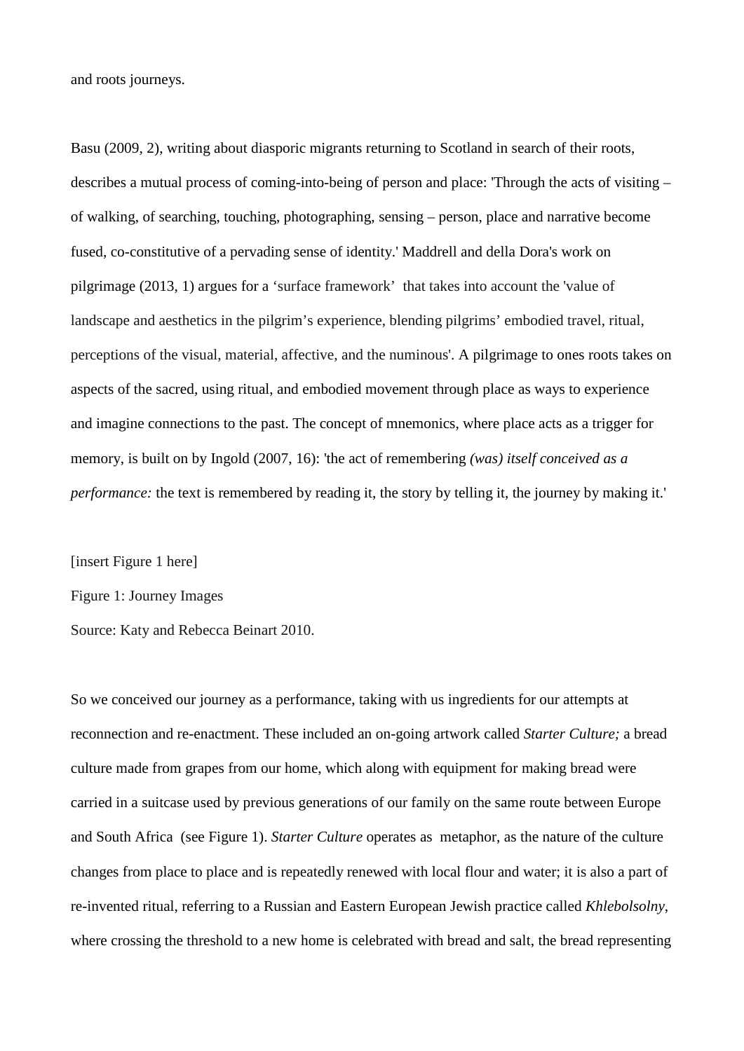and roots journeys.

Basu (2009, 2), writing about diasporic migrants returning to Scotland in search of their roots, describes a mutual process of coming-into-being of person and place: 'Through the acts of visiting – of walking, of searching, touching, photographing, sensing – person, place and narrative become fused, co-constitutive of a pervading sense of identity.' Maddrell and della Dora's work on pilgrimage (2013, 1) argues for a 'surface framework' that takes into account the 'value of landscape and aesthetics in the pilgrim's experience, blending pilgrims' embodied travel, ritual, perceptions of the visual, material, affective, and the numinous'. A pilgrimage to ones roots takes on aspects of the sacred, using ritual, and embodied movement through place as ways to experience and imagine connections to the past. The concept of mnemonics, where place acts as a trigger for memory, is built on by Ingold (2007, 16): 'the act of remembering *(was) itself conceived as a performance:* the text is remembered by reading it, the story by telling it, the journey by making it.'

[insert Figure 1 here]

Figure 1: Journey Images

Source: Katy and Rebecca Beinart 2010.

So we conceived our journey as a performance, taking with us ingredients for our attempts at reconnection and re-enactment. These included an on-going artwork called *Starter Culture;* a bread culture made from grapes from our home, which along with equipment for making bread were carried in a suitcase used by previous generations of our family on the same route between Europe and South Africa (see Figure 1). *Starter Culture* operates as metaphor, as the nature of the culture changes from place to place and is repeatedly renewed with local flour and water; it is also a part of re-invented ritual, referring to a Russian and Eastern European Jewish practice called *Khlebolsolny*, where crossing the threshold to a new home is celebrated with bread and salt, the bread representing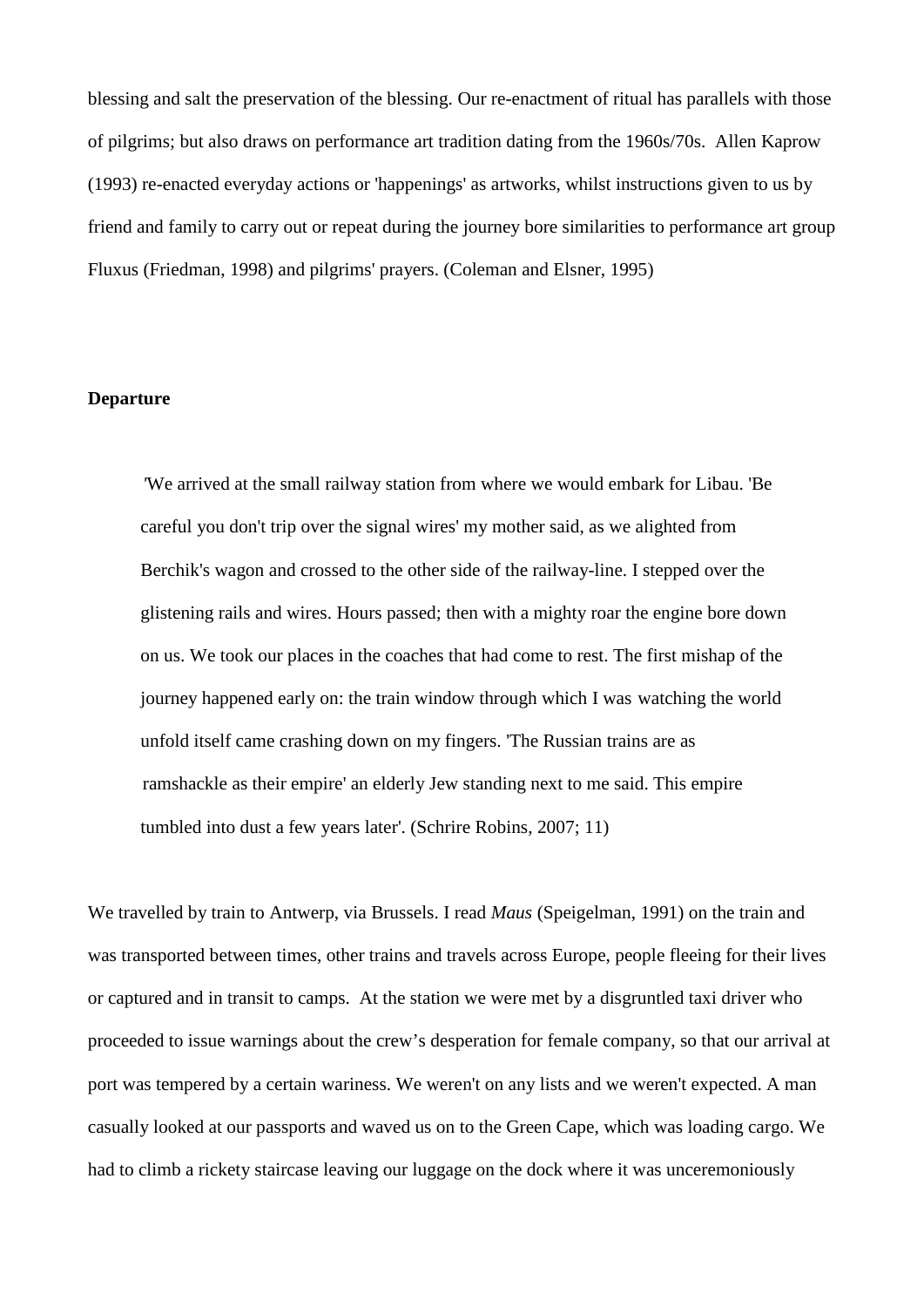blessing and salt the preservation of the blessing. Our re-enactment of ritual has parallels with those of pilgrims; but also draws on performance art tradition dating from the 1960s/70s. Allen Kaprow (1993) re-enacted everyday actions or 'happenings' as artworks, whilst instructions given to us by friend and family to carry out or repeat during the journey bore similarities to performance art group Fluxus (Friedman, 1998) and pilgrims' prayers. (Coleman and Elsner, 1995)

**Departure**

> 'We arrived at the small railway station from where we would embark for Libau. 'Be careful you don't trip over the signal wires' my mother said, as we alighted from Berchik's wagon and crossed to the other side of the railway-line. I stepped over the glistening rails and wires. Hours passed; then with a mighty roar the engine bore down on us. We took our places in the coaches that had come to rest. The first mishap of the journey happened early on: the train window through which I was watching the world unfold itself came crashing down on my fingers. 'The Russian trains are as ramshackle as their empire' an elderly Jew standing next to me said. This empire tumbled into dust a few years later'. (Schrire Robins, 2007; 11)

We travelled by train to Antwerp, via Brussels. I read *Maus* (Speigelman, 1991) on the train and was transported between times, other trains and travels across Europe, people fleeing for their lives or captured and in transit to camps. At the station we were met by a disgruntled taxi driver who proceeded to issue warnings about the crew's desperation for female company, so that our arrival at port was tempered by a certain wariness. We weren't on any lists and we weren't expected. A man casually looked at our passports and waved us on to the Green Cape, which was loading cargo. We had to climb a rickety staircase leaving our luggage on the dock where it was unceremoniously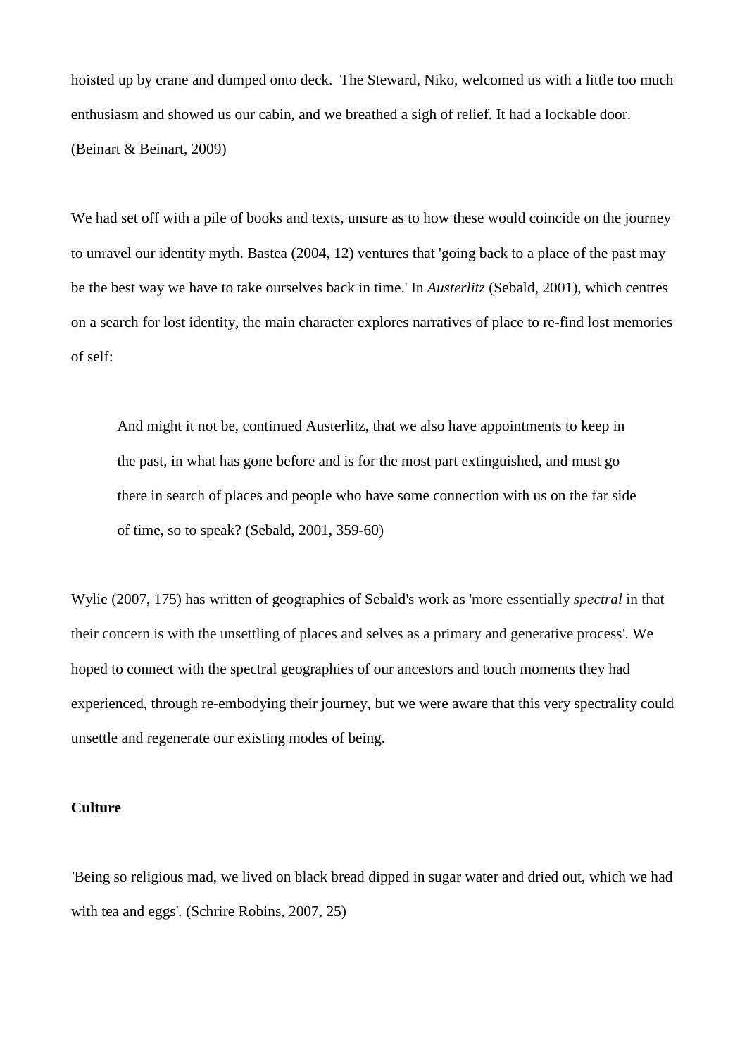hoisted up by crane and dumped onto deck. The Steward, Niko, welcomed us with a little too much enthusiasm and showed us our cabin, and we breathed a sigh of relief. It had a lockable door. (Beinart & Beinart, 2009)

We had set off with a pile of books and texts, unsure as to how these would coincide on the journey to unravel our identity myth. Bastea (2004, 12) ventures that 'going back to a place of the past may be the best way we have to take ourselves back in time.' In *Austerlitz* (Sebald, 2001), which centres on a search for lost identity, the main character explores narratives of place to re-find lost memories of self:

> And might it not be, continued Austerlitz, that we also have appointments to keep in the past, in what has gone before and is for the most part extinguished, and must go there in search of places and people who have some connection with us on the far side of time, so to speak? (Sebald, 2001, 359-60)

Wylie (2007, 175) has written of geographies of Sebald's work as 'more essentially *spectral* in that their concern is with the unsettling of places and selves as a primary and generative process'. We hoped to connect with the spectral geographies of our ancestors and touch moments they had experienced, through re-embodying their journey, but we were aware that this very spectrality could unsettle and regenerate our existing modes of being.

**Culture**

'Being so religious mad, we lived on black bread dipped in sugar water and dried out, which we had with tea and eggs'. (Schrire Robins, 2007, 25)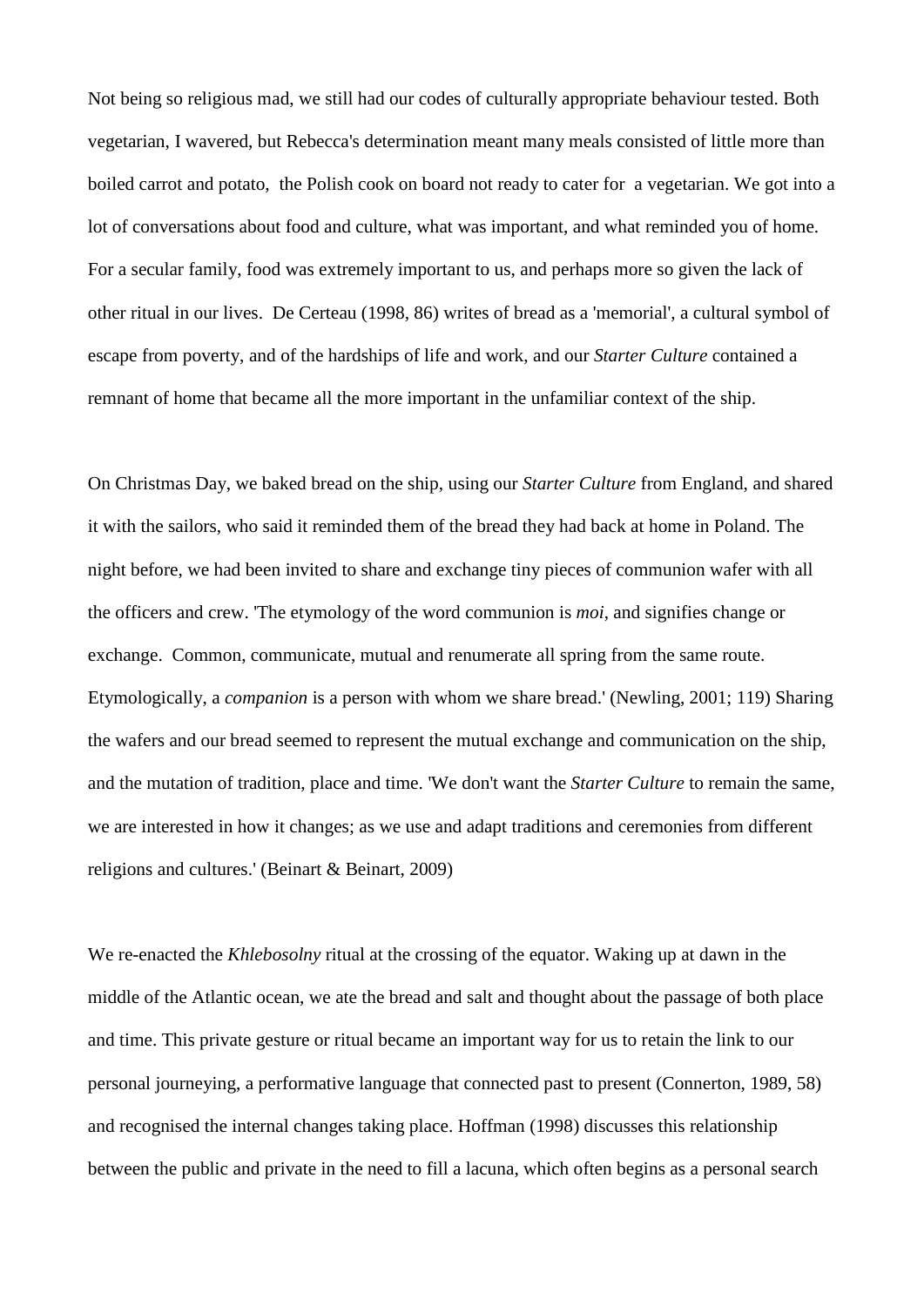Not being so religious mad, we still had our codes of culturally appropriate behaviour tested. Both vegetarian, I wavered, but Rebecca's determination meant many meals consisted of little more than boiled carrot and potato, the Polish cook on board not ready to cater for a vegetarian. We got into a lot of conversations about food and culture, what was important, and what reminded you of home. For a secular family, food was extremely important to us, and perhaps more so given the lack of other ritual in our lives. De Certeau (1998, 86) writes of bread as a 'memorial', a cultural symbol of escape from poverty, and of the hardships of life and work, and our *Starter Culture* contained a remnant of home that became all the more important in the unfamiliar context of the ship.

On Christmas Day, we baked bread on the ship, using our *Starter Culture* from England, and shared it with the sailors, who said it reminded them of the bread they had back at home in Poland. The night before, we had been invited to share and exchange tiny pieces of communion wafer with all the officers and crew. 'The etymology of the word communion is *moi*, and signifies change or exchange. Common, communicate, mutual and renumerate all spring from the same route. Etymologically, a *companion* is a person with whom we share bread.' (Newling, 2001; 119) Sharing the wafers and our bread seemed to represent the mutual exchange and communication on the ship, and the mutation of tradition, place and time. 'We don't want the *Starter Culture* to remain the same, we are interested in how it changes; as we use and adapt traditions and ceremonies from different religions and cultures.' (Beinart & Beinart, 2009)

We re-enacted the *Khlebosolny* ritual at the crossing of the equator. Waking up at dawn in the middle of the Atlantic ocean, we ate the bread and salt and thought about the passage of both place and time. This private gesture or ritual became an important way for us to retain the link to our personal journeying, a performative language that connected past to present (Connerton, 1989, 58) and recognised the internal changes taking place. Hoffman (1998) discusses this relationship between the public and private in the need to fill a lacuna, which often begins as a personal search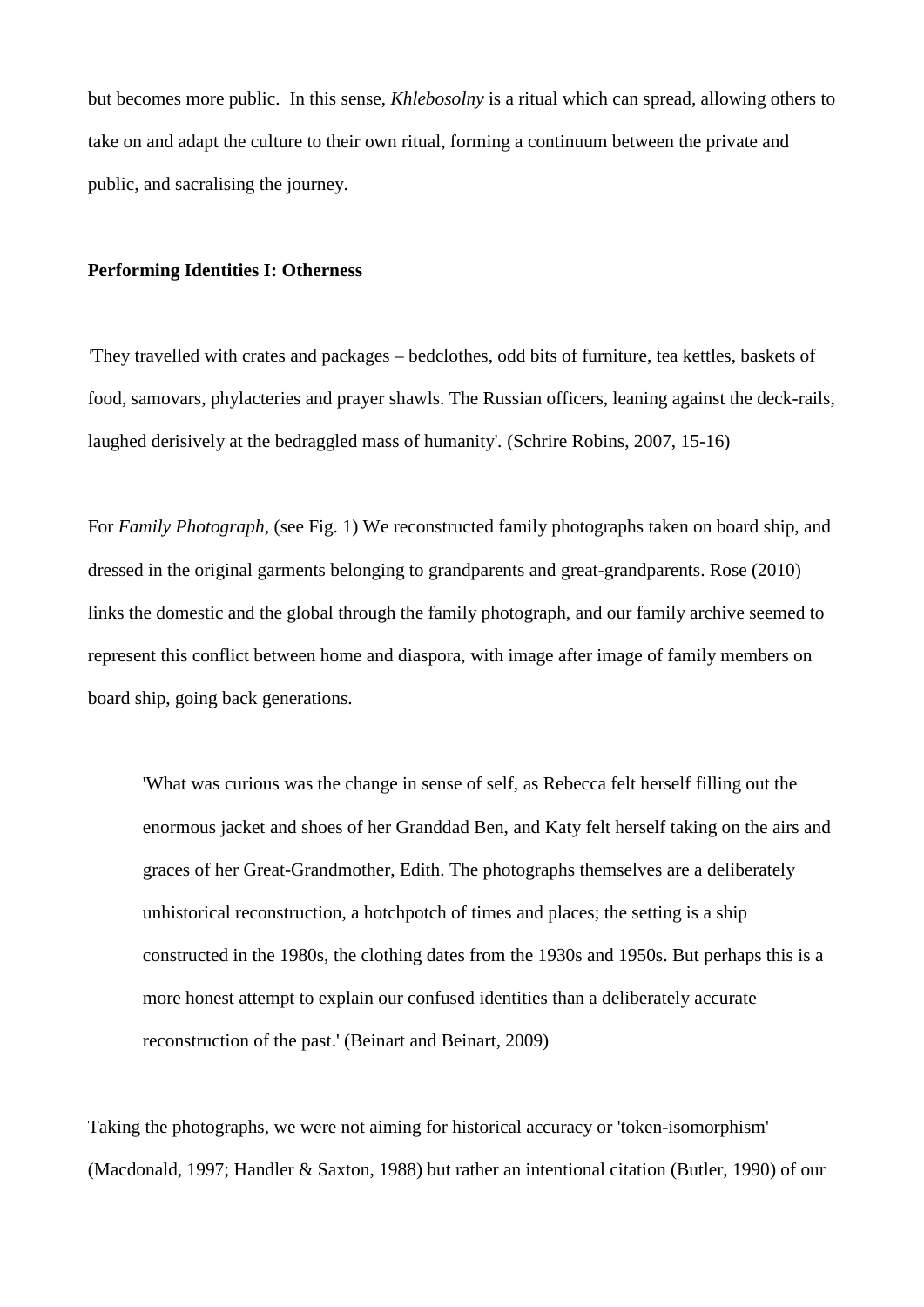but becomes more public. In this sense, *Khlebosolny* is a ritual which can spread, allowing others to take on and adapt the culture to their own ritual, forming a continuum between the private and public, and sacralising the journey.

**Performing Identities I: Otherness**

'They travelled with crates and packages – bedclothes, odd bits of furniture, tea kettles, baskets of food, samovars, phylacteries and prayer shawls. The Russian officers, leaning against the deck-rails, laughed derisively at the bedraggled mass of humanity'. (Schrire Robins, 2007, 15-16)

For *Family Photograph*, (see Fig. 1) We reconstructed family photographs taken on board ship, and dressed in the original garments belonging to grandparents and great-grandparents. Rose (2010) links the domestic and the global through the family photograph, and our family archive seemed to represent this conflict between home and diaspora, with image after image of family members on board ship, going back generations.

> 'What was curious was the change in sense of self, as Rebecca felt herself filling out the enormous jacket and shoes of her Granddad Ben, and Katy felt herself taking on the airs and graces of her Great-Grandmother, Edith. The photographs themselves are a deliberately unhistorical reconstruction, a hotchpotch of times and places; the setting is a ship constructed in the 1980s, the clothing dates from the 1930s and 1950s. But perhaps this is a more honest attempt to explain our confused identities than a deliberately accurate reconstruction of the past.' (Beinart and Beinart, 2009)

Taking the photographs, we were not aiming for historical accuracy or 'token-isomorphism' (Macdonald, 1997; Handler & Saxton, 1988) but rather an intentional citation (Butler, 1990) of our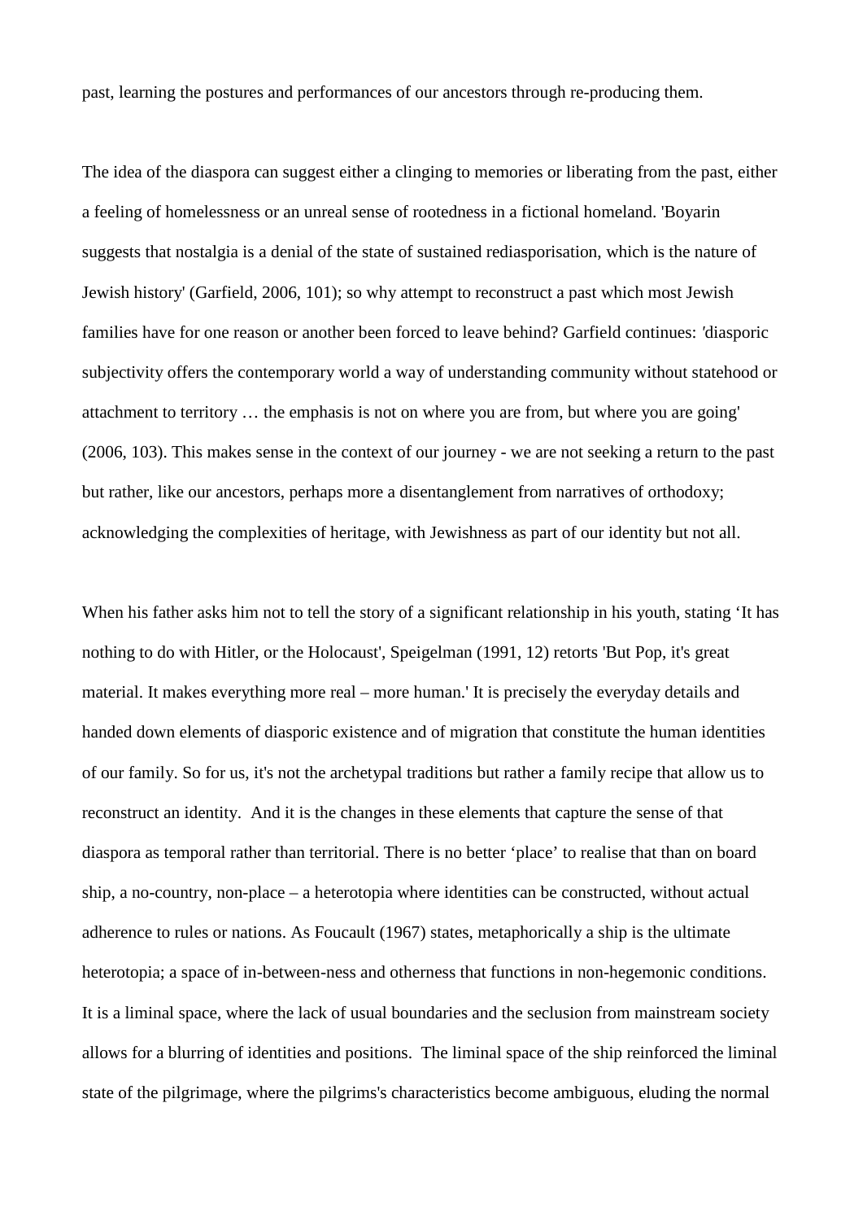past, learning the postures and performances of our ancestors through re-producing them.

The idea of the diaspora can suggest either a clinging to memories or liberating from the past, either a feeling of homelessness or an unreal sense of rootedness in a fictional homeland. 'Boyarin suggests that nostalgia is a denial of the state of sustained rediasporisation, which is the nature of Jewish history' (Garfield, 2006, 101); so why attempt to reconstruct a past which most Jewish families have for one reason or another been forced to leave behind? Garfield continues: 'diasporic subjectivity offers the contemporary world a way of understanding community without statehood or attachment to territory … the emphasis is not on where you are from, but where you are going' (2006, 103). This makes sense in the context of our journey - we are not seeking a return to the past but rather, like our ancestors, perhaps more a disentanglement from narratives of orthodoxy; acknowledging the complexities of heritage, with Jewishness as part of our identity but not all.

When his father asks him not to tell the story of a significant relationship in his youth, stating 'It has nothing to do with Hitler, or the Holocaust', Speigelman (1991, 12) retorts 'But Pop, it's great material. It makes everything more real – more human.' It is precisely the everyday details and handed down elements of diasporic existence and of migration that constitute the human identities of our family. So for us, it's not the archetypal traditions but rather a family recipe that allow us to reconstruct an identity. And it is the changes in these elements that capture the sense of that diaspora as temporal rather than territorial. There is no better 'place' to realise that than on board ship, a no-country, non-place – a heterotopia where identities can be constructed, without actual adherence to rules or nations. As Foucault (1967) states, metaphorically a ship is the ultimate heterotopia; a space of in-between-ness and otherness that functions in non-hegemonic conditions. It is a liminal space, where the lack of usual boundaries and the seclusion from mainstream society allows for a blurring of identities and positions. The liminal space of the ship reinforced the liminal state of the pilgrimage, where the pilgrims's characteristics become ambiguous, eluding the normal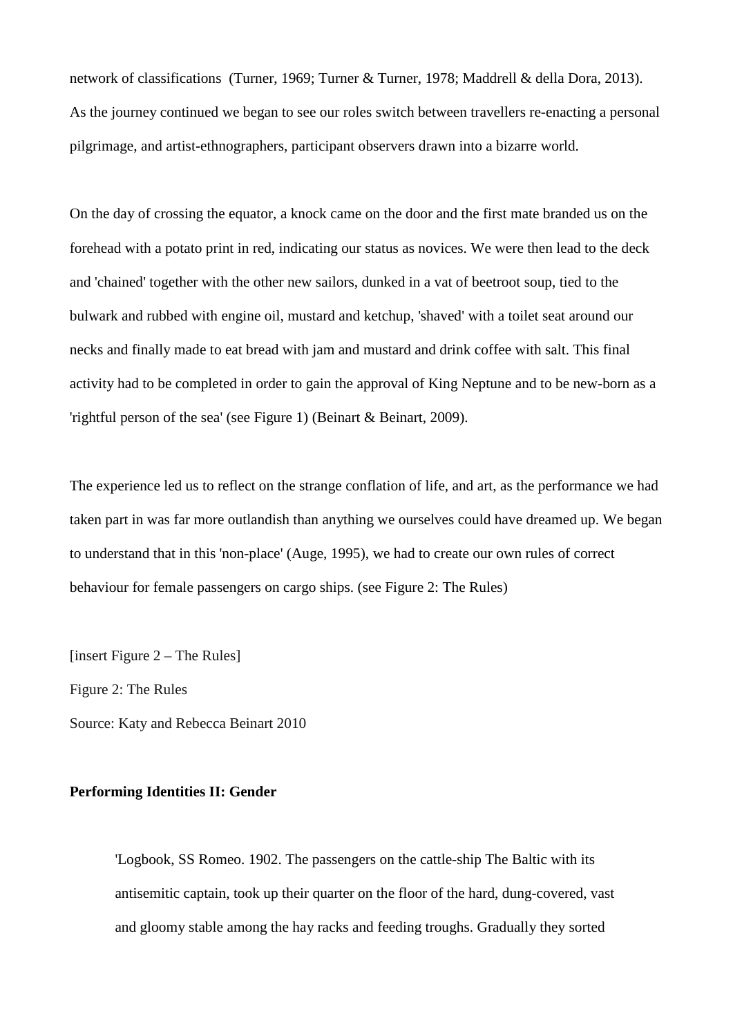network of classifications  (Turner, 1969; Turner & Turner, 1978; Maddrell & della Dora, 2013). As the journey continued we began to see our roles switch between travellers re-enacting a personal pilgrimage, and artist-ethnographers, participant observers drawn into a bizarre world.

On the day of crossing the equator, a knock came on the door and the first mate branded us on the forehead with a potato print in red, indicating our status as novices. We were then lead to the deck and 'chained' together with the other new sailors, dunked in a vat of beetroot soup, tied to the bulwark and rubbed with engine oil, mustard and ketchup, 'shaved' with a toilet seat around our necks and finally made to eat bread with jam and mustard and drink coffee with salt. This final activity had to be completed in order to gain the approval of King Neptune and to be new-born as a 'rightful person of the sea' (see Figure 1) (Beinart & Beinart, 2009).

The experience led us to reflect on the strange conflation of life, and art, as the performance we had taken part in was far more outlandish than anything we ourselves could have dreamed up. We began to understand that in this 'non-place' (Auge, 1995), we had to create our own rules of correct behaviour for female passengers on cargo ships. (see Figure 2: The Rules)

[insert Figure 2 – The Rules]

Figure 2: The Rules

Source: Katy and Rebecca Beinart 2010

**Performing Identities II: Gender**

> 'Logbook, SS Romeo. 1902. The passengers on the cattle-ship The Baltic with its antisemitic captain, took up their quarter on the floor of the hard, dung-covered, vast and gloomy stable among the hay racks and feeding troughs. Gradually they sorted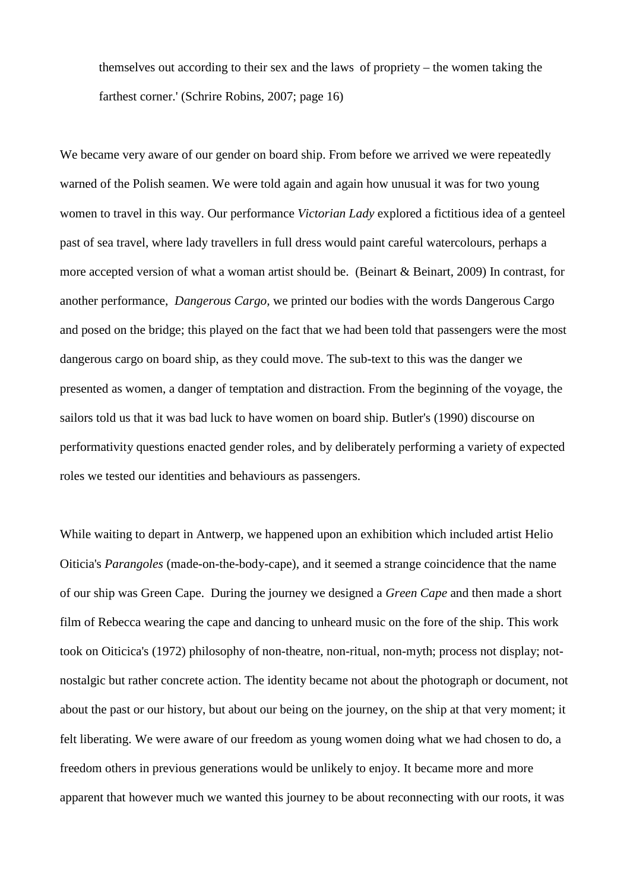> themselves out according to their sex and the laws of propriety – the women taking the farthest corner.' (Schrire Robins, 2007; page 16)

We became very aware of our gender on board ship. From before we arrived we were repeatedly warned of the Polish seamen. We were told again and again how unusual it was for two young women to travel in this way. Our performance *Victorian Lady* explored a fictitious idea of a genteel past of sea travel, where lady travellers in full dress would paint careful watercolours, perhaps a more accepted version of what a woman artist should be. (Beinart & Beinart, 2009) In contrast, for another performance, *Dangerous Cargo,* we printed our bodies with the words Dangerous Cargo and posed on the bridge; this played on the fact that we had been told that passengers were the most dangerous cargo on board ship, as they could move. The sub-text to this was the danger we presented as women, a danger of temptation and distraction. From the beginning of the voyage, the sailors told us that it was bad luck to have women on board ship. Butler's (1990) discourse on performativity questions enacted gender roles, and by deliberately performing a variety of expected roles we tested our identities and behaviours as passengers.

While waiting to depart in Antwerp, we happened upon an exhibition which included artist Helio Oiticia's *Parangoles* (made-on-the-body-cape), and it seemed a strange coincidence that the name of our ship was Green Cape. During the journey we designed a *Green Cape* and then made a short film of Rebecca wearing the cape and dancing to unheard music on the fore of the ship. This work took on Oiticica's (1972) philosophy of non-theatre, non-ritual, non-myth; process not display; not-nostalgic but rather concrete action. The identity became not about the photograph or document, not about the past or our history, but about our being on the journey, on the ship at that very moment; it felt liberating. We were aware of our freedom as young women doing what we had chosen to do, a freedom others in previous generations would be unlikely to enjoy. It became more and more apparent that however much we wanted this journey to be about reconnecting with our roots, it was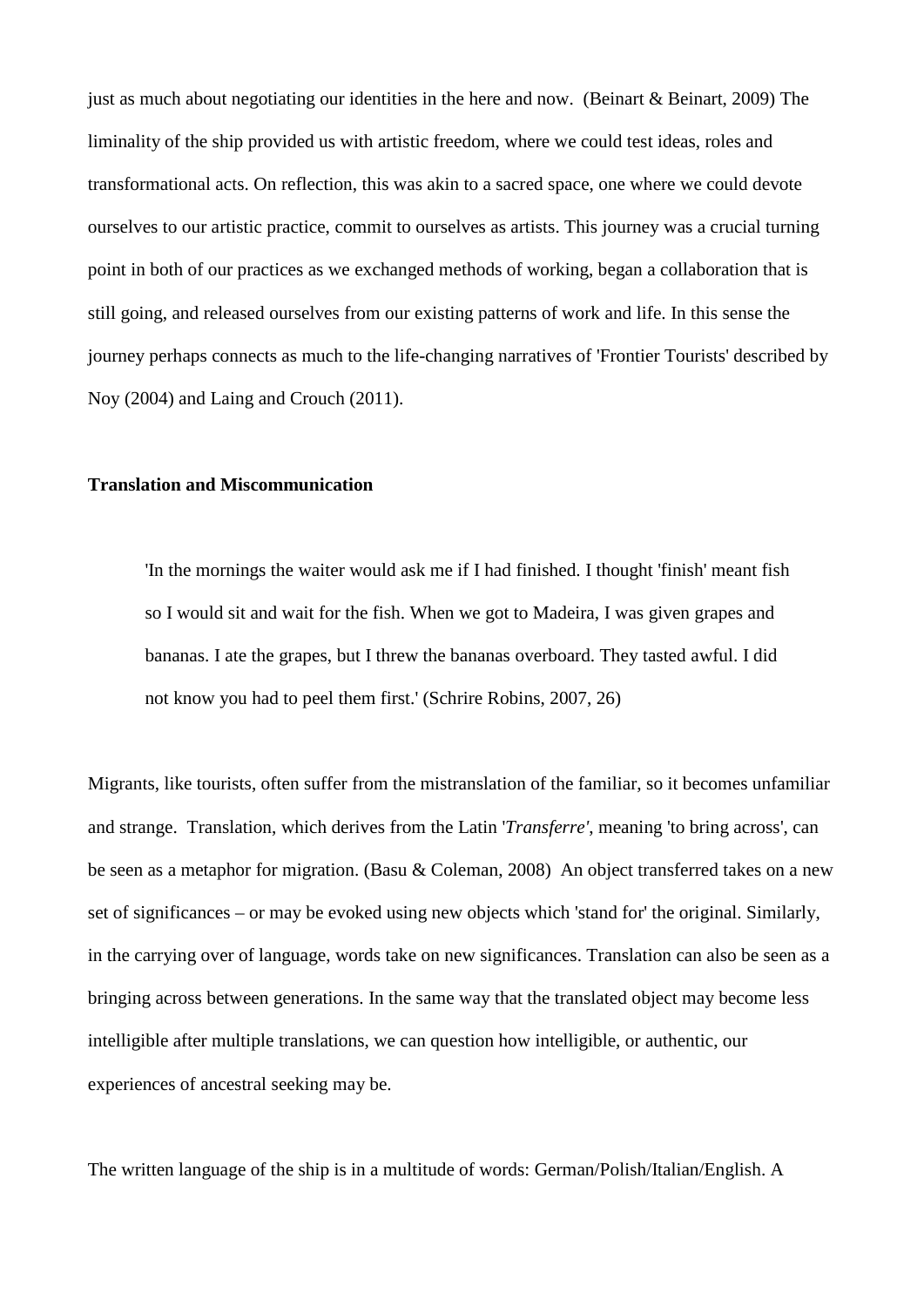just as much about negotiating our identities in the here and now. (Beinart & Beinart, 2009) The liminality of the ship provided us with artistic freedom, where we could test ideas, roles and transformational acts. On reflection, this was akin to a sacred space, one where we could devote ourselves to our artistic practice, commit to ourselves as artists. This journey was a crucial turning point in both of our practices as we exchanged methods of working, began a collaboration that is still going, and released ourselves from our existing patterns of work and life. In this sense the journey perhaps connects as much to the life-changing narratives of 'Frontier Tourists' described by Noy (2004) and Laing and Crouch (2011).

**Translation and Miscommunication**

> 'In the mornings the waiter would ask me if I had finished. I thought 'finish' meant fish so I would sit and wait for the fish. When we got to Madeira, I was given grapes and bananas. I ate the grapes, but I threw the bananas overboard. They tasted awful. I did not know you had to peel them first.' (Schrire Robins, 2007, 26)

Migrants, like tourists, often suffer from the mistranslation of the familiar, so it becomes unfamiliar and strange. Translation, which derives from the Latin '*Transferre'*, meaning 'to bring across', can be seen as a metaphor for migration. (Basu & Coleman, 2008) An object transferred takes on a new set of significances – or may be evoked using new objects which 'stand for' the original. Similarly, in the carrying over of language, words take on new significances. Translation can also be seen as a bringing across between generations. In the same way that the translated object may become less intelligible after multiple translations, we can question how intelligible, or authentic, our experiences of ancestral seeking may be.

The written language of the ship is in a multitude of words: German/Polish/Italian/English. A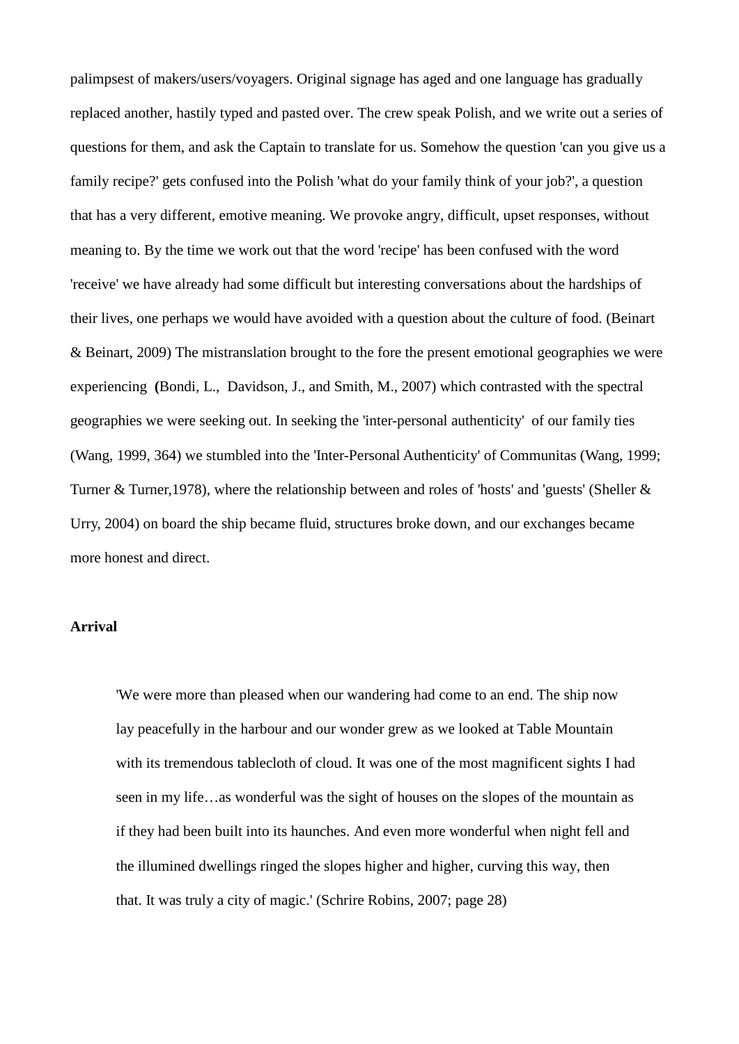palimpsest of makers/users/voyagers. Original signage has aged and one language has gradually replaced another, hastily typed and pasted over. The crew speak Polish, and we write out a series of questions for them, and ask the Captain to translate for us. Somehow the question 'can you give us a family recipe?' gets confused into the Polish 'what do your family think of your job?', a question that has a very different, emotive meaning. We provoke angry, difficult, upset responses, without meaning to. By the time we work out that the word 'recipe' has been confused with the word 'receive' we have already had some difficult but interesting conversations about the hardships of their lives, one perhaps we would have avoided with a question about the culture of food. (Beinart & Beinart, 2009) The mistranslation brought to the fore the present emotional geographies we were experiencing **(**Bondi, L., Davidson, J., and Smith, M., 2007) which contrasted with the spectral geographies we were seeking out. In seeking the 'inter-personal authenticity' of our family ties (Wang, 1999, 364) we stumbled into the 'Inter-Personal Authenticity' of Communitas (Wang, 1999; Turner & Turner,1978), where the relationship between and roles of 'hosts' and 'guests' (Sheller & Urry, 2004) on board the ship became fluid, structures broke down, and our exchanges became more honest and direct.

**Arrival**

> 'We were more than pleased when our wandering had come to an end. The ship now lay peacefully in the harbour and our wonder grew as we looked at Table Mountain with its tremendous tablecloth of cloud. It was one of the most magnificent sights I had seen in my life…as wonderful was the sight of houses on the slopes of the mountain as if they had been built into its haunches. And even more wonderful when night fell and the illumined dwellings ringed the slopes higher and higher, curving this way, then that. It was truly a city of magic.' (Schrire Robins, 2007; page 28)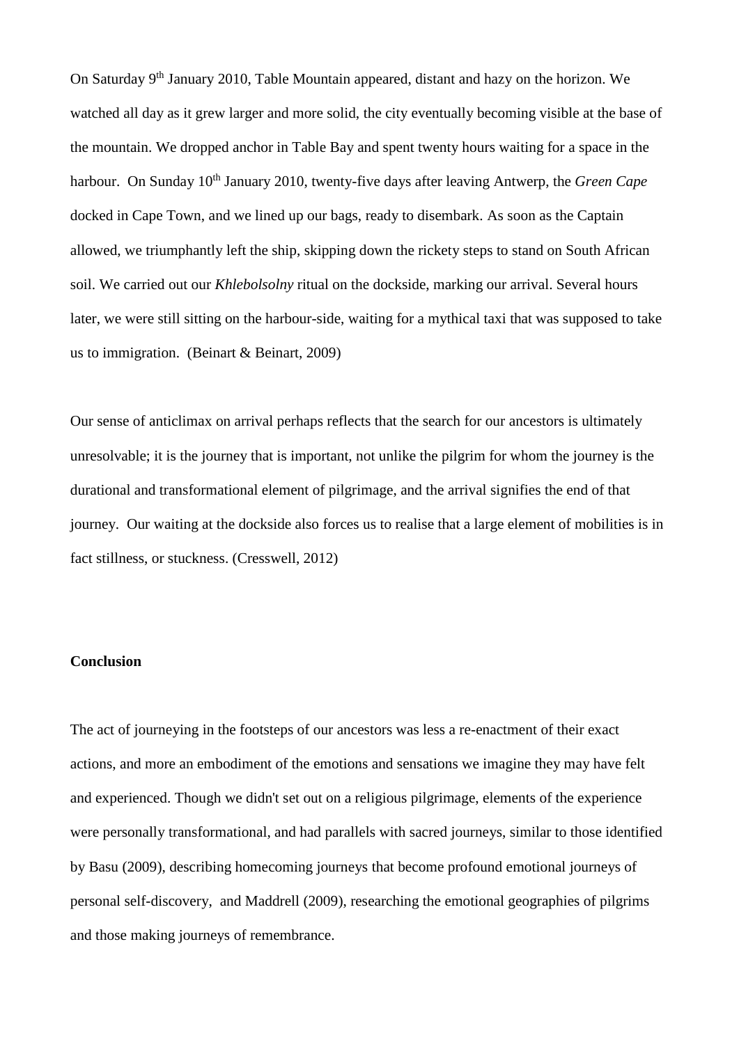On Saturday 9th January 2010, Table Mountain appeared, distant and hazy on the horizon. We watched all day as it grew larger and more solid, the city eventually becoming visible at the base of the mountain. We dropped anchor in Table Bay and spent twenty hours waiting for a space in the harbour. On Sunday 10th January 2010, twenty-five days after leaving Antwerp, the *Green Cape* docked in Cape Town, and we lined up our bags, ready to disembark. As soon as the Captain allowed, we triumphantly left the ship, skipping down the rickety steps to stand on South African soil. We carried out our *Khlebolsolny* ritual on the dockside, marking our arrival. Several hours later, we were still sitting on the harbour-side, waiting for a mythical taxi that was supposed to take us to immigration. (Beinart & Beinart, 2009)

Our sense of anticlimax on arrival perhaps reflects that the search for our ancestors is ultimately unresolvable; it is the journey that is important, not unlike the pilgrim for whom the journey is the durational and transformational element of pilgrimage, and the arrival signifies the end of that journey. Our waiting at the dockside also forces us to realise that a large element of mobilities is in fact stillness, or stuckness. (Cresswell, 2012)

**Conclusion**

The act of journeying in the footsteps of our ancestors was less a re-enactment of their exact actions, and more an embodiment of the emotions and sensations we imagine they may have felt and experienced. Though we didn't set out on a religious pilgrimage, elements of the experience were personally transformational, and had parallels with sacred journeys, similar to those identified by Basu (2009), describing homecoming journeys that become profound emotional journeys of personal self-discovery, and Maddrell (2009), researching the emotional geographies of pilgrims and those making journeys of remembrance.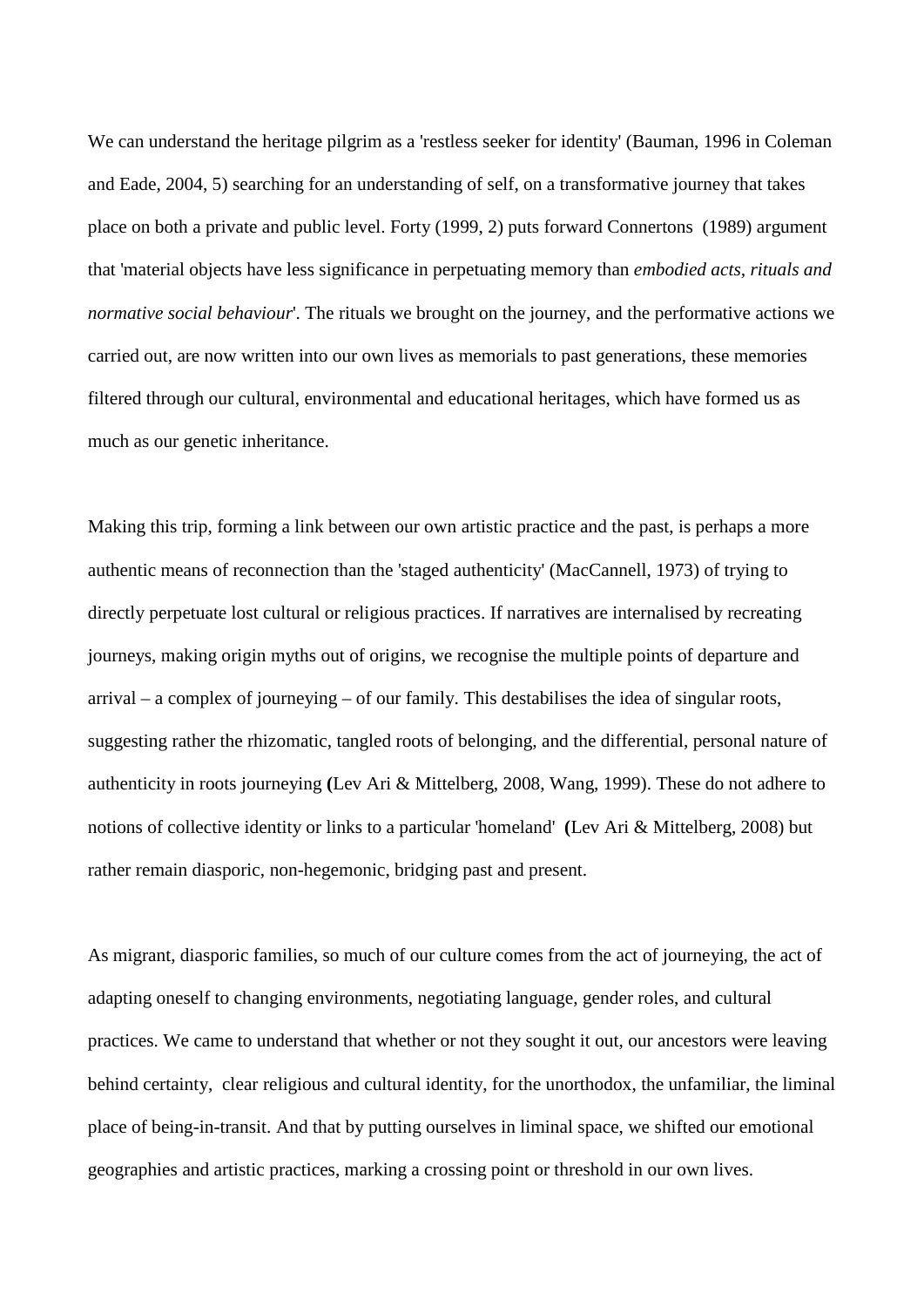We can understand the heritage pilgrim as a 'restless seeker for identity' (Bauman, 1996 in Coleman and Eade, 2004, 5) searching for an understanding of self, on a transformative journey that takes place on both a private and public level. Forty (1999, 2) puts forward Connertons  (1989) argument that 'material objects have less significance in perpetuating memory than *embodied acts, rituals and normative social behaviour*'. The rituals we brought on the journey, and the performative actions we carried out, are now written into our own lives as memorials to past generations, these memories filtered through our cultural, environmental and educational heritages, which have formed us as much as our genetic inheritance.

Making this trip, forming a link between our own artistic practice and the past, is perhaps a more authentic means of reconnection than the 'staged authenticity' (MacCannell, 1973) of trying to directly perpetuate lost cultural or religious practices. If narratives are internalised by recreating journeys, making origin myths out of origins, we recognise the multiple points of departure and arrival – a complex of journeying – of our family. This destabilises the idea of singular roots, suggesting rather the rhizomatic, tangled roots of belonging, and the differential, personal nature of authenticity in roots journeying **(**Lev Ari & Mittelberg, 2008, Wang, 1999). These do not adhere to notions of collective identity or links to a particular 'homeland'  **(**Lev Ari & Mittelberg, 2008) but rather remain diasporic, non-hegemonic, bridging past and present.

As migrant, diasporic families, so much of our culture comes from the act of journeying, the act of adapting oneself to changing environments, negotiating language, gender roles, and cultural practices. We came to understand that whether or not they sought it out, our ancestors were leaving behind certainty,  clear religious and cultural identity, for the unorthodox, the unfamiliar, the liminal place of being-in-transit. And that by putting ourselves in liminal space, we shifted our emotional geographies and artistic practices, marking a crossing point or threshold in our own lives.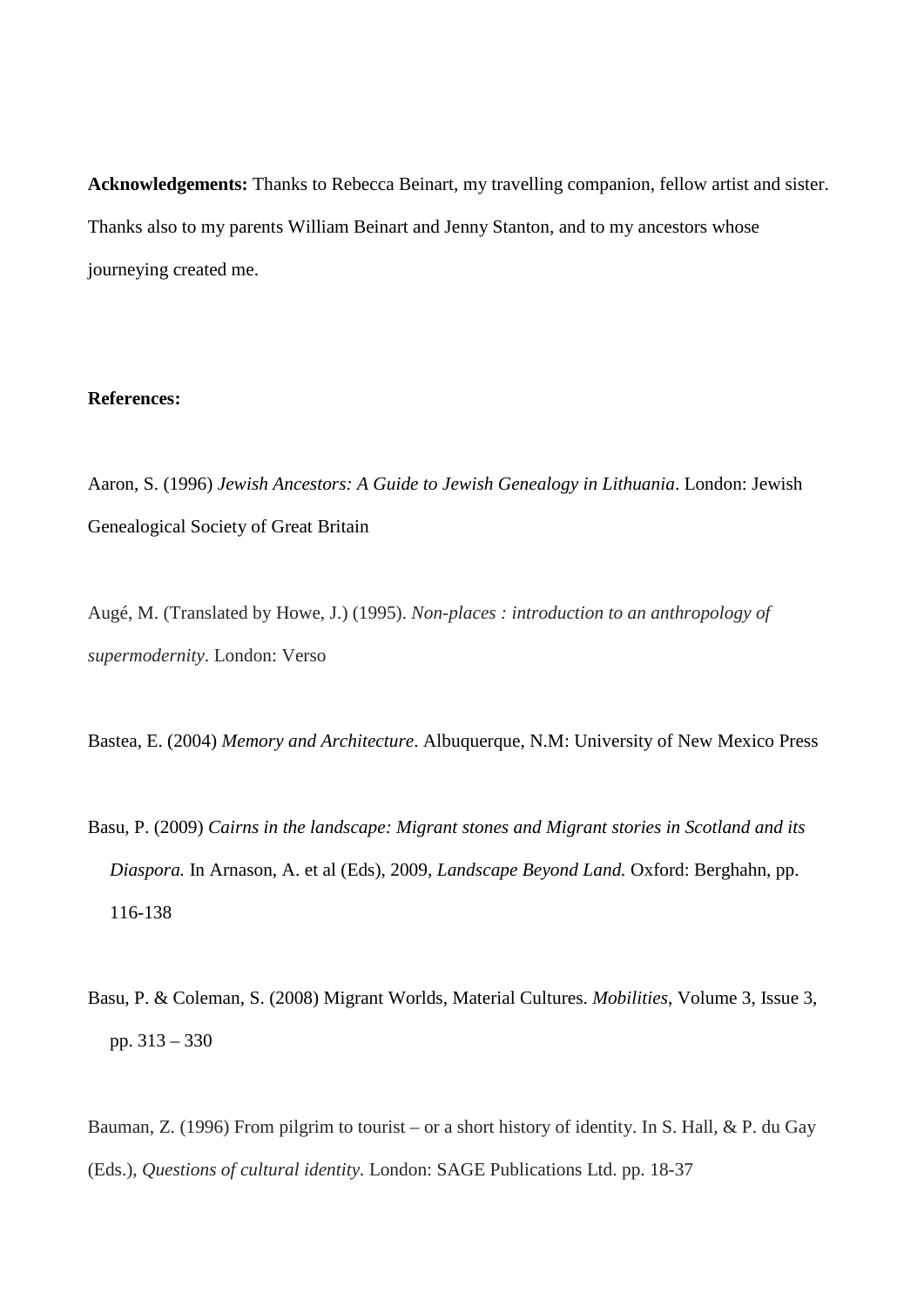**Acknowledgements:** Thanks to Rebecca Beinart, my travelling companion, fellow artist and sister. Thanks also to my parents William Beinart and Jenny Stanton, and to my ancestors whose journeying created me.

**References:**

Aaron, S. (1996) *Jewish Ancestors: A Guide to Jewish Genealogy in Lithuania*. London: Jewish Genealogical Society of Great Britain

Augé, M. (Translated by Howe, J.) (1995). *Non-places : introduction to an anthropology of supermodernity*. London: Verso

Bastea, E. (2004) *Memory and Architecture*. Albuquerque, N.M: University of New Mexico Press

Basu, P. (2009) *Cairns in the landscape: Migrant stones and Migrant stories in Scotland and its Diaspora.* In Arnason, A. et al (Eds), 2009, *Landscape Beyond Land.* Oxford: Berghahn, pp. 116-138

Basu, P. & Coleman, S. (2008) Migrant Worlds, Material Cultures. *Mobilities*, Volume 3, Issue 3, pp. 313 – 330

Bauman, Z. (1996) From pilgrim to tourist – or a short history of identity. In S. Hall, & P. du Gay (Eds.), *Questions of cultural identity.* London: SAGE Publications Ltd. pp. 18-37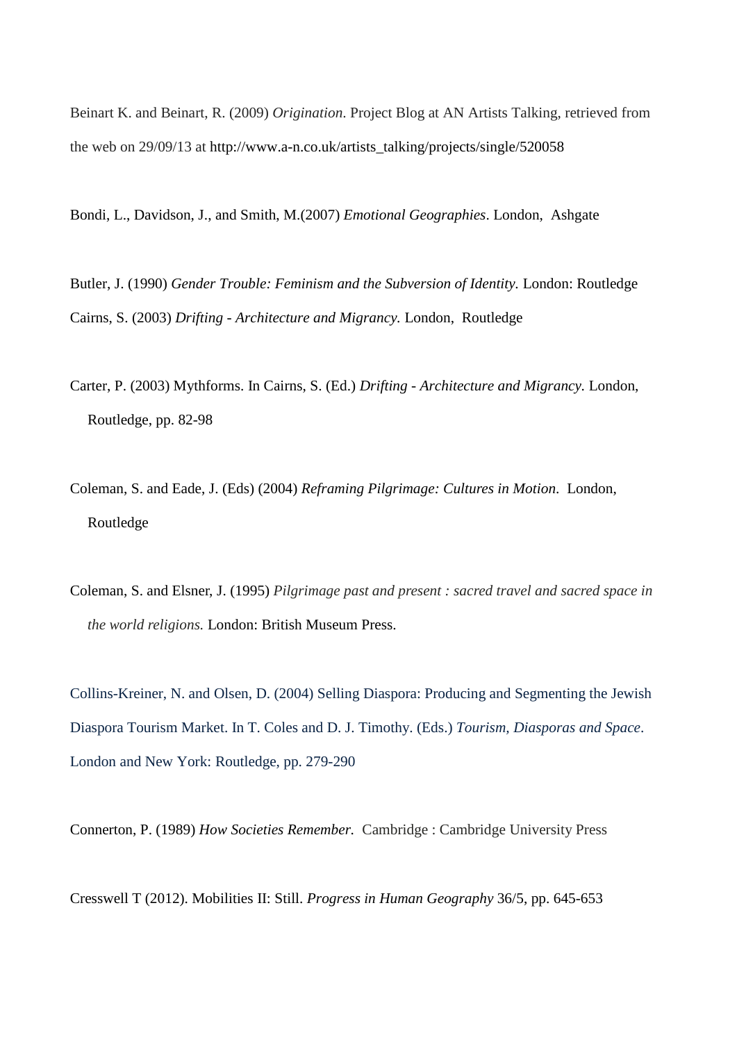Beinart K. and Beinart, R. (2009) *Origination*. Project Blog at AN Artists Talking, retrieved from the web on 29/09/13 at http://www.a-n.co.uk/artists_talking/projects/single/520058

Bondi, L., Davidson, J., and Smith, M.(2007) *Emotional Geographies*. London, Ashgate

Butler, J. (1990) *Gender Trouble: Feminism and the Subversion of Identity.* London: Routledge

Cairns, S. (2003) *Drifting - Architecture and Migrancy.* London, Routledge

Carter, P. (2003) Mythforms. In Cairns, S. (Ed.) *Drifting - Architecture and Migrancy.* London, Routledge, pp. 82-98

Coleman, S. and Eade, J. (Eds) (2004) *Reframing Pilgrimage: Cultures in Motion.* London, Routledge

Coleman, S. and Elsner, J. (1995) *Pilgrimage past and present : sacred travel and sacred space in the world religions.* London: British Museum Press.

Collins-Kreiner, N. and Olsen, D. (2004) Selling Diaspora: Producing and Segmenting the Jewish Diaspora Tourism Market. In T. Coles and D. J. Timothy. (Eds.) *Tourism, Diasporas and Space*. London and New York: Routledge, pp. 279-290

Connerton, P. (1989) *How Societies Remember.* Cambridge : Cambridge University Press

Cresswell T (2012). Mobilities II: Still. *Progress in Human Geography* 36/5, pp. 645-653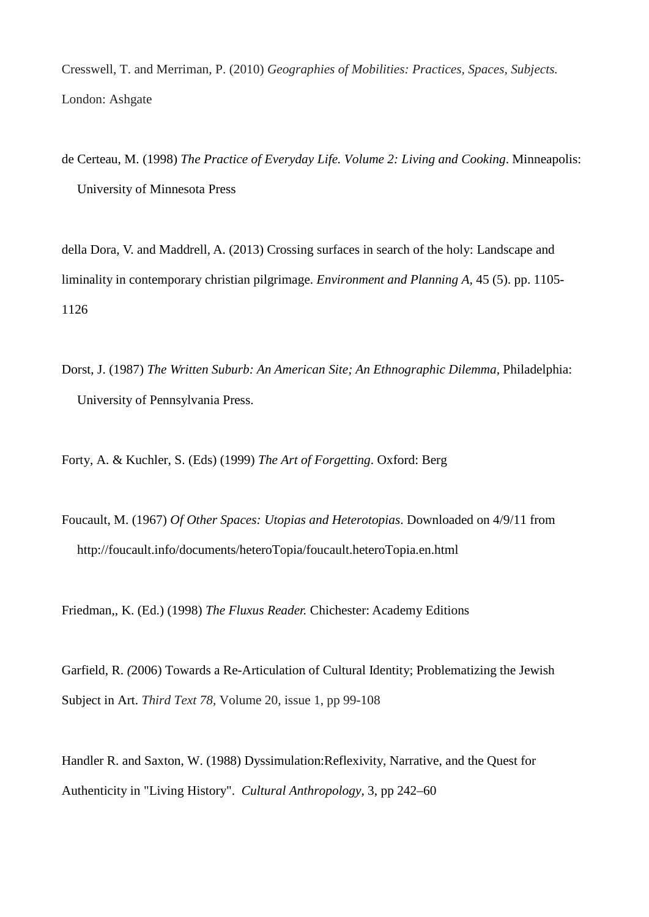Cresswell, T. and Merriman, P. (2010) *Geographies of Mobilities: Practices, Spaces, Subjects.* London: Ashgate

de Certeau, M. (1998) *The Practice of Everyday Life. Volume 2: Living and Cooking*. Minneapolis: University of Minnesota Press

della Dora, V. and Maddrell, A. (2013) Crossing surfaces in search of the holy: Landscape and liminality in contemporary christian pilgrimage. *Environment and Planning A*, 45 (5). pp. 1105-1126

Dorst, J. (1987) *The Written Suburb: An American Site; An Ethnographic Dilemma*, Philadelphia: University of Pennsylvania Press.

Forty, A. & Kuchler, S. (Eds) (1999) *The Art of Forgetting*. Oxford: Berg

Foucault, M. (1967) *Of Other Spaces: Utopias and Heterotopias*. Downloaded on 4/9/11 from http://foucault.info/documents/heteroTopia/foucault.heteroTopia.en.html

Friedman,, K. (Ed.) (1998) *The Fluxus Reader.* Chichester: Academy Editions

Garfield, R. *(*2006) Towards a Re-Articulation of Cultural Identity; Problematizing the Jewish Subject in Art. *Third Text 78*, Volume 20, issue 1, pp 99-108

Handler R. and Saxton, W. (1988) Dyssimulation:Reflexivity, Narrative, and the Quest for Authenticity in "Living History". *Cultural Anthropology*, 3, pp 242–60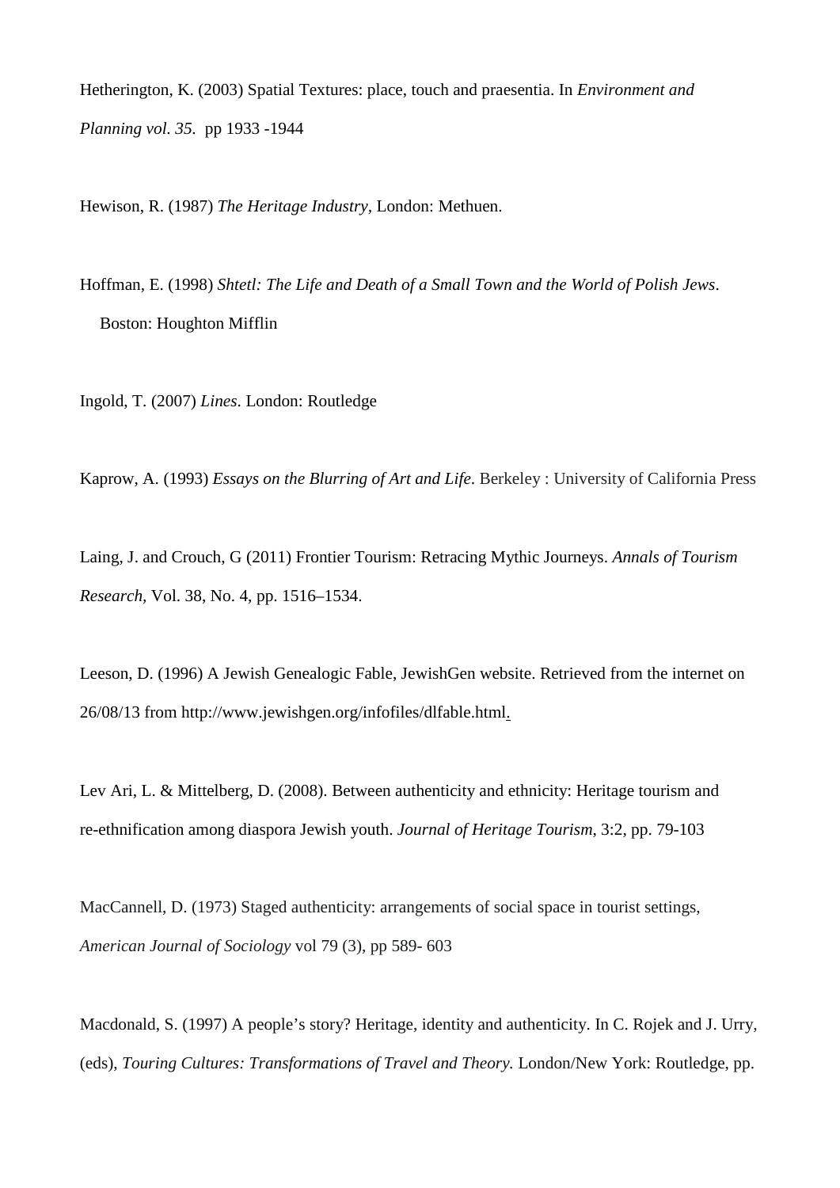Hetherington, K. (2003) Spatial Textures: place, touch and praesentia. In *Environment and Planning vol. 35*. pp 1933 -1944

Hewison, R. (1987) *The Heritage Industry*, London: Methuen.

Hoffman, E. (1998) *Shtetl: The Life and Death of a Small Town and the World of Polish Jews*. Boston: Houghton Mifflin

Ingold, T. (2007) *Lines*. London: Routledge

Kaprow, A. (1993) *Essays on the Blurring of Art and Life.* Berkeley : University of California Press

Laing, J. and Crouch, G (2011) Frontier Tourism: Retracing Mythic Journeys. *Annals of Tourism Research*, Vol. 38, No. 4, pp. 1516–1534.

Leeson, D. (1996) A Jewish Genealogic Fable, JewishGen website. Retrieved from the internet on 26/08/13 from http://www.jewishgen.org/infofiles/dlfable.html.

Lev Ari, L. & Mittelberg, D. (2008). Between authenticity and ethnicity: Heritage tourism and re-ethnification among diaspora Jewish youth. *Journal of Heritage Tourism*, 3:2, pp. 79-103

MacCannell, D. (1973) Staged authenticity: arrangements of social space in tourist settings, *American Journal of Sociology* vol 79 (3), pp 589- 603

Macdonald, S. (1997) A people's story? Heritage, identity and authenticity. In C. Rojek and J. Urry, (eds), *Touring Cultures: Transformations of Travel and Theory.* London/New York: Routledge, pp.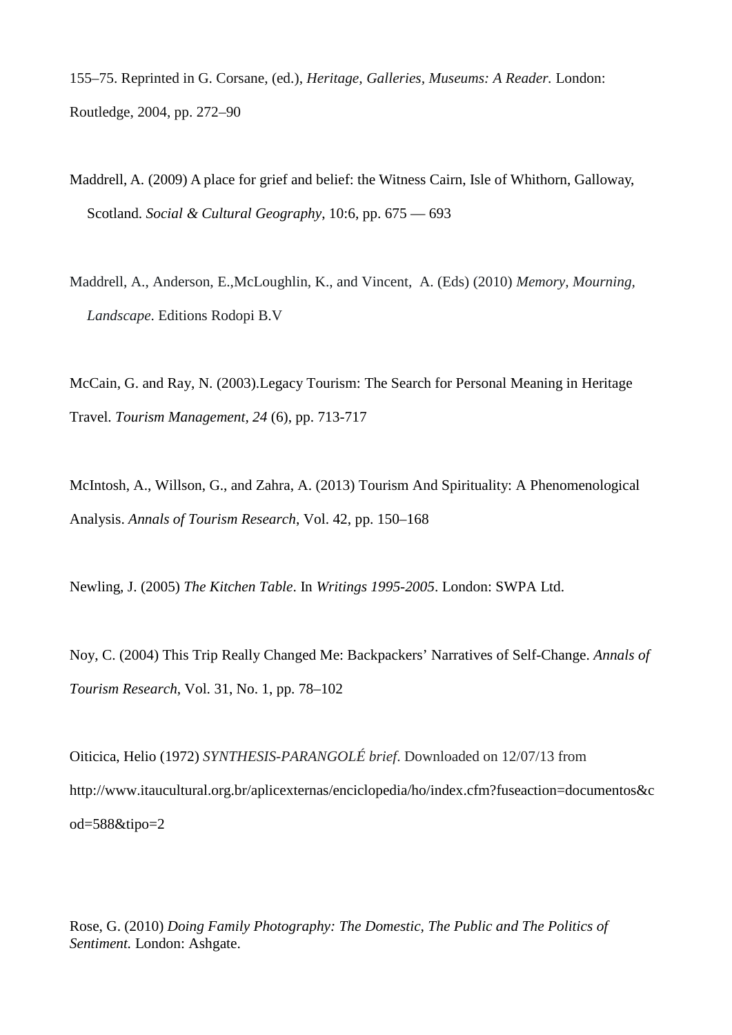155–75. Reprinted in G. Corsane, (ed.), *Heritage, Galleries, Museums: A Reader.* London: Routledge, 2004, pp. 272–90

Maddrell, A. (2009) A place for grief and belief: the Witness Cairn, Isle of Whithorn, Galloway, Scotland. *Social & Cultural Geography*, 10:6, pp. 675 — 693

Maddrell, A., Anderson, E.,McLoughlin, K., and Vincent, A. (Eds) (2010) *Memory, Mourning, Landscape*. Editions Rodopi B.V

McCain, G. and Ray, N. (2003).Legacy Tourism: The Search for Personal Meaning in Heritage Travel. *Tourism Management*, *24* (6), pp. 713-717

McIntosh, A., Willson, G., and Zahra, A. (2013) Tourism And Spirituality: A Phenomenological Analysis. *Annals of Tourism Research*, Vol. 42, pp. 150–168

Newling, J. (2005) *The Kitchen Table*. In *Writings 1995-2005*. London: SWPA Ltd.

Noy, C. (2004) This Trip Really Changed Me: Backpackers' Narratives of Self-Change. *Annals of Tourism Research*, Vol. 31, No. 1, pp. 78–102

Oiticica, Helio (1972) *SYNTHESIS-PARANGOLÉ brief*. Downloaded on 12/07/13 from http://www.itaucultural.org.br/aplicexternas/enciclopedia/ho/index.cfm?fuseaction=documentos&cod=588&tipo=2

Rose, G. (2010) *Doing Family Photography: The Domestic, The Public and The Politics of Sentiment.* London: Ashgate.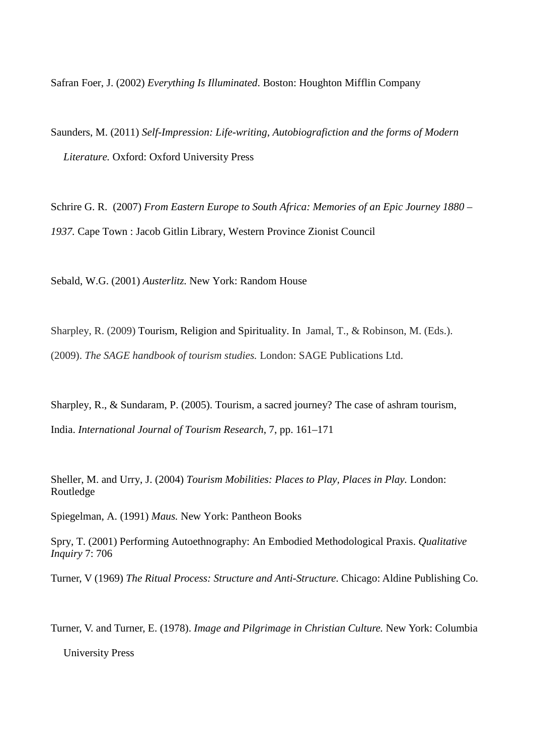Safran Foer, J. (2002) *Everything Is Illuminated*. Boston: Houghton Mifflin Company

Saunders, M. (2011) *Self-Impression: Life-writing, Autobiografiction and the forms of Modern Literature.* Oxford: Oxford University Press

Schrire G. R. (2007) *From Eastern Europe to South Africa: Memories of an Epic Journey 1880 – 1937.* Cape Town : Jacob Gitlin Library, Western Province Zionist Council

Sebald, W.G. (2001) *Austerlitz.* New York: Random House

Sharpley, R. (2009) Tourism, Religion and Spirituality. In Jamal, T., & Robinson, M. (Eds.). (2009). *The SAGE handbook of tourism studies.* London: SAGE Publications Ltd.

Sharpley, R., & Sundaram, P. (2005). Tourism, a sacred journey? The case of ashram tourism, India. *International Journal of Tourism Research*, 7, pp. 161–171

Sheller, M. and Urry, J. (2004) *Tourism Mobilities: Places to Play, Places in Play.* London: Routledge

Spiegelman, A. (1991) *Maus.* New York: Pantheon Books

Spry, T. (2001) Performing Autoethnography: An Embodied Methodological Praxis. *Qualitative Inquiry* 7: 706

Turner, V (1969) *The Ritual Process: Structure and Anti-Structure*. Chicago: Aldine Publishing Co.

Turner, V. and Turner, E. (1978). *Image and Pilgrimage in Christian Culture.* New York: Columbia University Press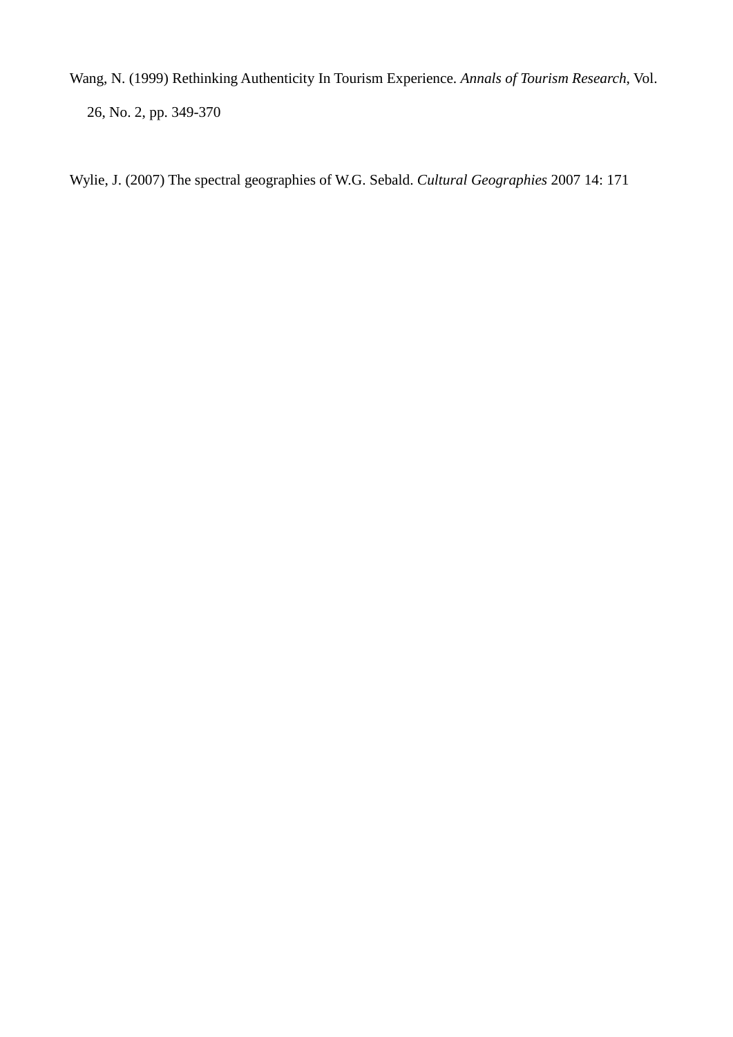Wang, N. (1999) Rethinking Authenticity In Tourism Experience. *Annals of Tourism Research*, Vol. 26, No. 2, pp. 349-370

Wylie, J. (2007) The spectral geographies of W.G. Sebald. *Cultural Geographies* 2007 14: 171